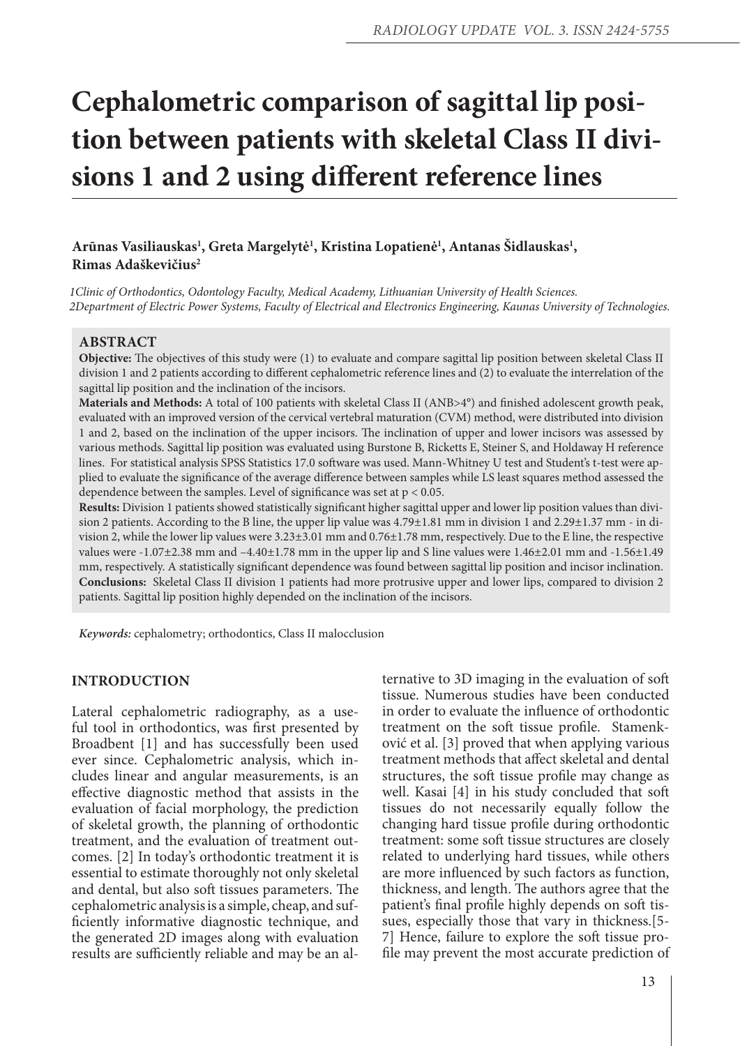# Cephalometric comparison of sagittal lip position between patients with skeletal Class II divisions 1 and 2 using different reference lines

**Arūnas Vasiliauskas[1], Greta Margelytė[1], Kristina Lopatienė[1], Antanas Šidlauskas[1], Rimas Adaškevičius[2]**

*1Clinic of Orthodontics, Odontology Faculty, Medical Academy, Lithuanian University of Health Sciences.*
*2Department of Electric Power Systems, Faculty of Electrical and Electronics Engineering, Kaunas University of Technologies.*

## ABSTRACT

**Objective:** The objectives of this study were (1) to evaluate and compare sagittal lip position between skeletal Class II division 1 and 2 patients according to different cephalometric reference lines and (2) to evaluate the interrelation of the sagittal lip position and the inclination of the incisors.

**Materials and Methods:** A total of 100 patients with skeletal Class II (ANB>4°) and finished adolescent growth peak, evaluated with an improved version of the cervical vertebral maturation (CVM) method, were distributed into division 1 and 2, based on the inclination of the upper incisors. The inclination of upper and lower incisors was assessed by various methods. Sagittal lip position was evaluated using Burstone B, Ricketts E, Steiner S, and Holdaway H reference lines. For statistical analysis SPSS Statistics 17.0 software was used. Mann-Whitney U test and Student's t-test were applied to evaluate the significance of the average difference between samples while LS least squares method assessed the dependence between the samples. Level of significance was set at $p < 0.05$.

**Results:** Division 1 patients showed statistically significant higher sagittal upper and lower lip position values than division 2 patients. According to the B line, the upper lip value was 4.79±1.81 mm in division 1 and 2.29±1.37 mm - in division 2, while the lower lip values were 3.23±3.01 mm and 0.76±1.78 mm, respectively. Due to the E line, the respective values were -1.07±2.38 mm and –4.40±1.78 mm in the upper lip and S line values were 1.46±2.01 mm and -1.56±1.49 mm, respectively. A statistically significant dependence was found between sagittal lip position and incisor inclination.

**Conclusions:** Skeletal Class II division 1 patients had more protrusive upper and lower lips, compared to division 2 patients. Sagittal lip position highly depended on the inclination of the incisors.

*Keywords:* cephalometry; orthodontics, Class II malocclusion

## INTRODUCTION

Lateral cephalometric radiography, as a useful tool in orthodontics, was first presented by Broadbent [1] and has successfully been used ever since. Cephalometric analysis, which includes linear and angular measurements, is an effective diagnostic method that assists in the evaluation of facial morphology, the prediction of skeletal growth, the planning of orthodontic treatment, and the evaluation of treatment outcomes. [2] In today's orthodontic treatment it is essential to estimate thoroughly not only skeletal and dental, but also soft tissues parameters. The cephalometric analysis is a simple, cheap, and sufficiently informative diagnostic technique, and the generated 2D images along with evaluation results are sufficiently reliable and may be an alternative to 3D imaging in the evaluation of soft tissue. Numerous studies have been conducted in order to evaluate the influence of orthodontic treatment on the soft tissue profile. Stamenković et al. [3] proved that when applying various treatment methods that affect skeletal and dental structures, the soft tissue profile may change as well. Kasai [4] in his study concluded that soft tissues do not necessarily equally follow the changing hard tissue profile during orthodontic treatment: some soft tissue structures are closely related to underlying hard tissues, while others are more influenced by such factors as function, thickness, and length. The authors agree that the patient's final profile highly depends on soft tissues, especially those that vary in thickness.[5-7] Hence, failure to explore the soft tissue profile may prevent the most accurate prediction of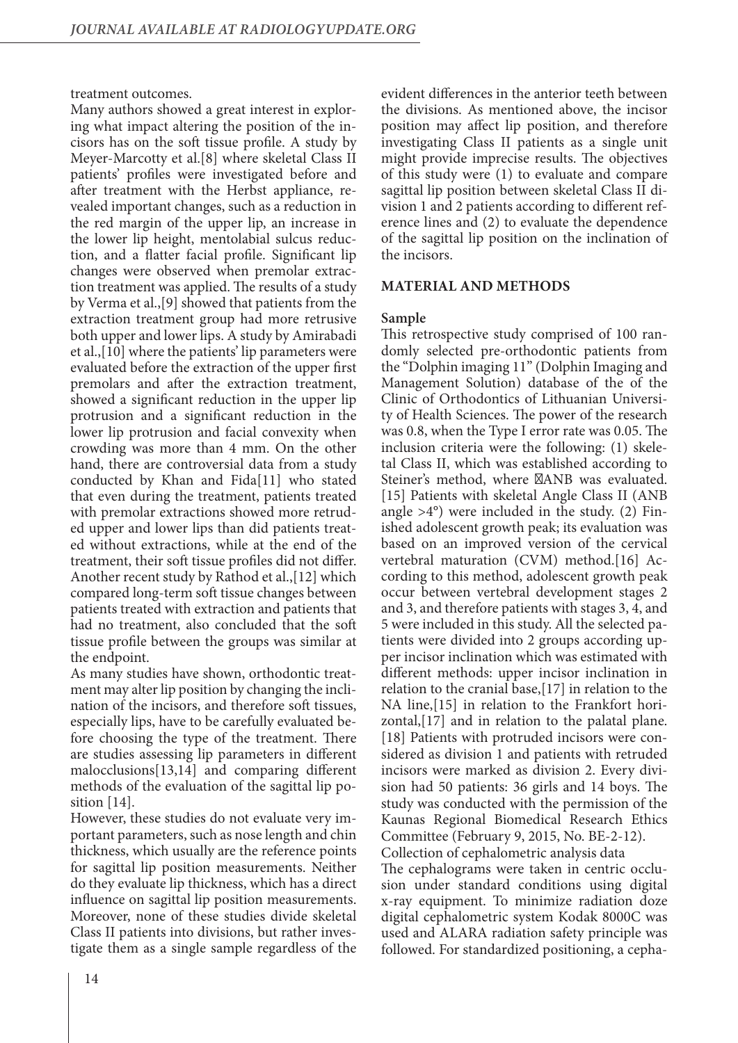treatment outcomes.

Many authors showed a great interest in exploring what impact altering the position of the incisors has on the soft tissue profile. A study by Meyer-Marcotty et al.[8] where skeletal Class II patients' profiles were investigated before and after treatment with the Herbst appliance, revealed important changes, such as a reduction in the red margin of the upper lip, an increase in the lower lip height, mentolabial sulcus reduction, and a flatter facial profile. Significant lip changes were observed when premolar extraction treatment was applied. The results of a study by Verma et al.,[9] showed that patients from the extraction treatment group had more retrusive both upper and lower lips. A study by Amirabadi et al.,[10] where the patients' lip parameters were evaluated before the extraction of the upper first premolars and after the extraction treatment, showed a significant reduction in the upper lip protrusion and a significant reduction in the lower lip protrusion and facial convexity when crowding was more than 4 mm. On the other hand, there are controversial data from a study conducted by Khan and Fida[11] who stated that even during the treatment, patients treated with premolar extractions showed more retruded upper and lower lips than did patients treated without extractions, while at the end of the treatment, their soft tissue profiles did not differ. Another recent study by Rathod et al.,[12] which compared long-term soft tissue changes between patients treated with extraction and patients that had no treatment, also concluded that the soft tissue profile between the groups was similar at the endpoint.

As many studies have shown, orthodontic treatment may alter lip position by changing the inclination of the incisors, and therefore soft tissues, especially lips, have to be carefully evaluated before choosing the type of the treatment. There are studies assessing lip parameters in different malocclusions[13,14] and comparing different methods of the evaluation of the sagittal lip position [14].

However, these studies do not evaluate very important parameters, such as nose length and chin thickness, which usually are the reference points for sagittal lip position measurements. Neither do they evaluate lip thickness, which has a direct influence on sagittal lip position measurements. Moreover, none of these studies divide skeletal Class II patients into divisions, but rather investigate them as a single sample regardless of the evident differences in the anterior teeth between the divisions. As mentioned above, the incisor position may affect lip position, and therefore investigating Class II patients as a single unit might provide imprecise results. The objectives of this study were (1) to evaluate and compare sagittal lip position between skeletal Class II division 1 and 2 patients according to different reference lines and (2) to evaluate the dependence of the sagittal lip position on the inclination of the incisors.

## MATERIAL AND METHODS

### Sample

This retrospective study comprised of 100 randomly selected pre-orthodontic patients from the "Dolphin imaging 11" (Dolphin Imaging and Management Solution) database of the of the Clinic of Orthodontics of Lithuanian University of Health Sciences. The power of the research was 0.8, when the Type I error rate was 0.05. The inclusion criteria were the following: (1) skeletal Class II, which was established according to Steiner's method, where ∠ANB was evaluated.[15] Patients with skeletal Angle Class II (ANB angle >4°) were included in the study. (2) Finished adolescent growth peak; its evaluation was based on an improved version of the cervical vertebral maturation (CVM) method.[16] According to this method, adolescent growth peak occur between vertebral development stages 2 and 3, and therefore patients with stages 3, 4, and 5 were included in this study. All the selected patients were divided into 2 groups according upper incisor inclination which was estimated with different methods: upper incisor inclination in relation to the cranial base,[17] in relation to the NA line,[15] in relation to the Frankfort horizontal,[17] and in relation to the palatal plane.[18] Patients with protruded incisors were considered as division 1 and patients with retruded incisors were marked as division 2. Every division had 50 patients: 36 girls and 14 boys. The study was conducted with the permission of the Kaunas Regional Biomedical Research Ethics Committee (February 9, 2015, No. BE-2-12).

Collection of cephalometric analysis data

The cephalograms were taken in centric occlusion under standard conditions using digital x-ray equipment. To minimize radiation doze digital cephalometric system Kodak 8000C was used and ALARA radiation safety principle was followed. For standardized positioning, a cepha-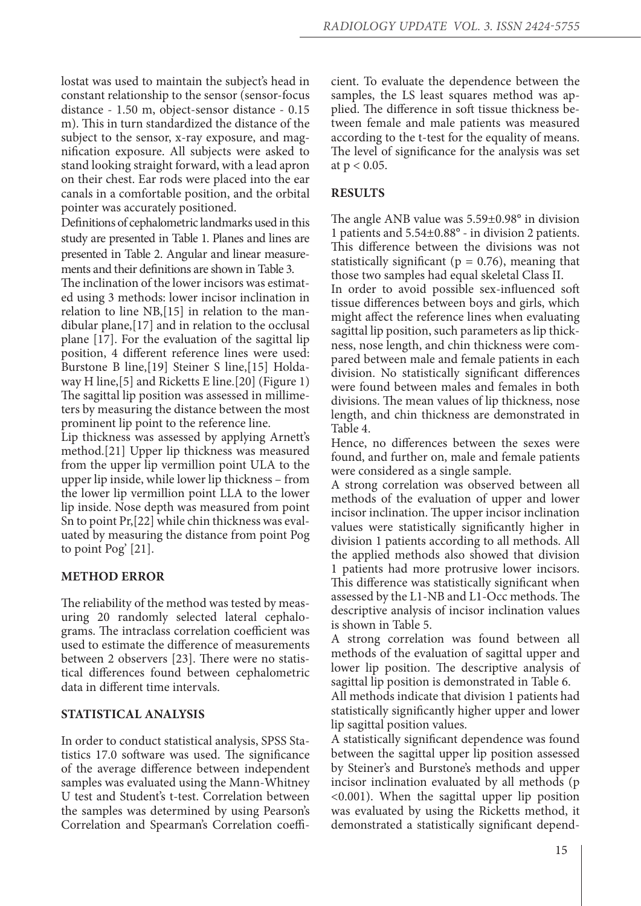lostat was used to maintain the subject's head in constant relationship to the sensor (sensor-focus distance - 1.50 m, object-sensor distance - 0.15 m). This in turn standardized the distance of the subject to the sensor, x-ray exposure, and magnification exposure. All subjects were asked to stand looking straight forward, with a lead apron on their chest. Ear rods were placed into the ear canals in a comfortable position, and the orbital pointer was accurately positioned.

Definitions of cephalometric landmarks used in this study are presented in Table 1. Planes and lines are presented in Table 2. Angular and linear measurements and their definitions are shown in Table 3.

The inclination of the lower incisors was estimated using 3 methods: lower incisor inclination in relation to line NB,[15] in relation to the mandibular plane,[17] and in relation to the occlusal plane [17]. For the evaluation of the sagittal lip position, 4 different reference lines were used: Burstone B line,[19] Steiner S line,[15] Holdaway H line,[5] and Ricketts E line.[20] (Figure 1) The sagittal lip position was assessed in millimeters by measuring the distance between the most prominent lip point to the reference line.

Lip thickness was assessed by applying Arnett's method.[21] Upper lip thickness was measured from the upper lip vermillion point ULA to the upper lip inside, while lower lip thickness – from the lower lip vermillion point LLA to the lower lip inside. Nose depth was measured from point Sn to point Pr,[22] while chin thickness was evaluated by measuring the distance from point Pog to point Pog' [21].

## METHOD ERROR

The reliability of the method was tested by measuring 20 randomly selected lateral cephalograms. The intraclass correlation coefficient was used to estimate the difference of measurements between 2 observers [23]. There were no statistical differences found between cephalometric data in different time intervals.

## STATISTICAL ANALYSIS

In order to conduct statistical analysis, SPSS Statistics 17.0 software was used. The significance of the average difference between independent samples was evaluated using the Mann-Whitney U test and Student's t-test. Correlation between the samples was determined by using Pearson's Correlation and Spearman's Correlation coefficient. To evaluate the dependence between the samples, the LS least squares method was applied. The difference in soft tissue thickness between female and male patients was measured according to the t-test for the equality of means. The level of significance for the analysis was set at $p < 0.05$.

## RESULTS

The angle ANB value was 5.59±0.98° in division 1 patients and 5.54±0.88° - in division 2 patients. This difference between the divisions was not statistically significant ($p = 0.76$), meaning that those two samples had equal skeletal Class II.

In order to avoid possible sex-influenced soft tissue differences between boys and girls, which might affect the reference lines when evaluating sagittal lip position, such parameters as lip thickness, nose length, and chin thickness were compared between male and female patients in each division. No statistically significant differences were found between males and females in both divisions. The mean values of lip thickness, nose length, and chin thickness are demonstrated in Table 4.

Hence, no differences between the sexes were found, and further on, male and female patients were considered as a single sample.

A strong correlation was observed between all methods of the evaluation of upper and lower incisor inclination. The upper incisor inclination values were statistically significantly higher in division 1 patients according to all methods. All the applied methods also showed that division 1 patients had more protrusive lower incisors. This difference was statistically significant when assessed by the L1-NB and L1-Occ methods. The descriptive analysis of incisor inclination values is shown in Table 5.

A strong correlation was found between all methods of the evaluation of sagittal upper and lower lip position. The descriptive analysis of sagittal lip position is demonstrated in Table 6.

All methods indicate that division 1 patients had statistically significantly higher upper and lower lip sagittal position values.

A statistically significant dependence was found between the sagittal upper lip position assessed by Steiner's and Burstone's methods and upper incisor inclination evaluated by all methods ($p < 0.001$). When the sagittal upper lip position was evaluated by using the Ricketts method, it demonstrated a statistically significant depend-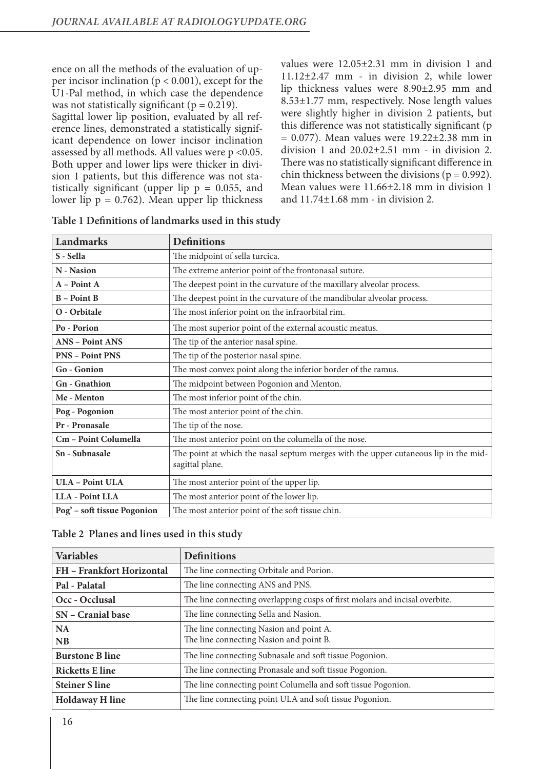ence on all the methods of the evaluation of upper incisor inclination ($p < 0.001$), except for the U1-Pal method, in which case the dependence was not statistically significant ($p = 0.219$).

Sagittal lower lip position, evaluated by all reference lines, demonstrated a statistically significant dependence on lower incisor inclination assessed by all methods. All values were $p < 0.05$. Both upper and lower lips were thicker in division 1 patients, but this difference was not statistically significant (upper lip $p = 0.055$, and lower lip $p = 0.762$). Mean upper lip thickness values were 12.05±2.31 mm in division 1 and 11.12±2.47 mm - in division 2, while lower lip thickness values were 8.90±2.95 mm and 8.53±1.77 mm, respectively. Nose length values were slightly higher in division 2 patients, but this difference was not statistically significant ($p = 0.077$). Mean values were 19.22±2.38 mm in division 1 and 20.02±2.51 mm - in division 2. There was no statistically significant difference in chin thickness between the divisions ($p = 0.992$). Mean values were 11.66±2.18 mm in division 1 and 11.74±1.68 mm - in division 2.

**Table 1 Definitions of landmarks used in this study**

| Landmarks | Definitions |
|---|---|
| **S - Sella** | The midpoint of sella turcica. |
| **N - Nasion** | The extreme anterior point of the frontonasal suture. |
| **A – Point A** | The deepest point in the curvature of the maxillary alveolar process. |
| **B – Point B** | The deepest point in the curvature of the mandibular alveolar process. |
| **O - Orbitale** | The most inferior point on the infraorbital rim. |
| **Po - Porion** | The most superior point of the external acoustic meatus. |
| **ANS – Point ANS** | The tip of the anterior nasal spine. |
| **PNS – Point PNS** | The tip of the posterior nasal spine. |
| **Go - Gonion** | The most convex point along the inferior border of the ramus. |
| **Gn - Gnathion** | The midpoint between Pogonion and Menton. |
| **Me - Menton** | The most inferior point of the chin. |
| **Pog - Pogonion** | The most anterior point of the chin. |
| **Pr - Pronasale** | The tip of the nose. |
| **Cm – Point Columella** | The most anterior point on the columella of the nose. |
| **Sn - Subnasale** | The point at which the nasal septum merges with the upper cutaneous lip in the midsagittal plane. |
| **ULA – Point ULA** | The most anterior point of the upper lip. |
| **LLA - Point LLA** | The most anterior point of the lower lip. |
| **Pog' – soft tissue Pogonion** | The most anterior point of the soft tissue chin. |

**Table 2 Planes and lines used in this study**

| Variables | Definitions |
|---|---|
| **FH – Frankfort Horizontal** | The line connecting Orbitale and Porion. |
| **Pal - Palatal** | The line connecting ANS and PNS. |
| **Occ - Occlusal** | The line connecting overlapping cusps of first molars and incisal overbite. |
| **SN – Cranial base** | The line connecting Sella and Nasion. |
| **NA**<br>**NB** | The line connecting Nasion and point A.<br>The line connecting Nasion and point B. |
| **Burstone B line** | The line connecting Subnasale and soft tissue Pogonion. |
| **Ricketts E line** | The line connecting Pronasale and soft tissue Pogonion. |
| **Steiner S line** | The line connecting point Columella and soft tissue Pogonion. |
| **Holdaway H line** | The line connecting point ULA and soft tissue Pogonion. |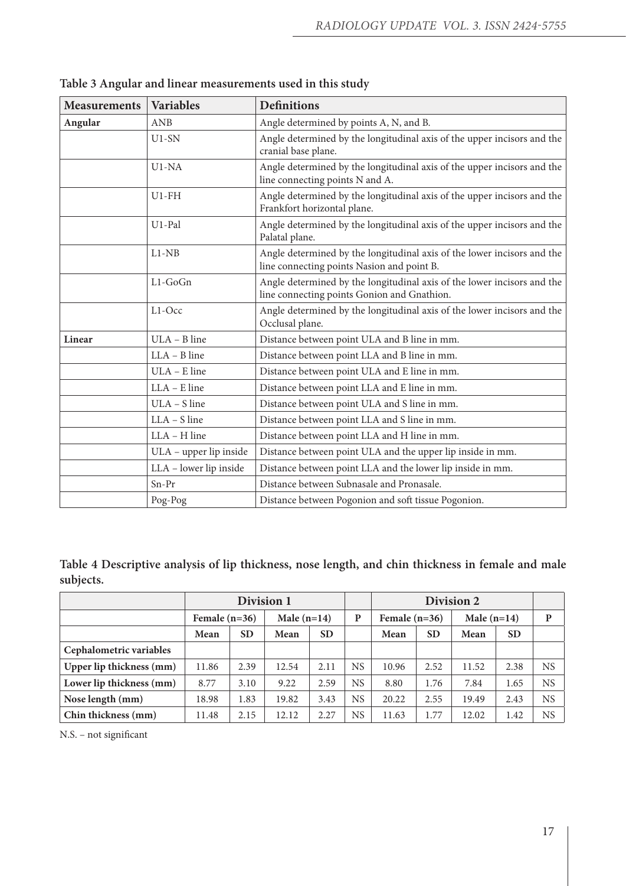**Table 3 Angular and linear measurements used in this study**

| Measurements | Variables | Definitions |
|---|---|---|
| **Angular** | ANB | Angle determined by points A, N, and B. |
| | U1-SN | Angle determined by the longitudinal axis of the upper incisors and the cranial base plane. |
| | U1-NA | Angle determined by the longitudinal axis of the upper incisors and the line connecting points N and A. |
| | U1-FH | Angle determined by the longitudinal axis of the upper incisors and the Frankfort horizontal plane. |
| | U1-Pal | Angle determined by the longitudinal axis of the upper incisors and the Palatal plane. |
| | L1-NB | Angle determined by the longitudinal axis of the lower incisors and the line connecting points Nasion and point B. |
| | L1-GoGn | Angle determined by the longitudinal axis of the lower incisors and the line connecting points Gonion and Gnathion. |
| | L1-Occ | Angle determined by the longitudinal axis of the lower incisors and the Occlusal plane. |
| **Linear** | ULA – B line | Distance between point ULA and B line in mm. |
| | LLA – B line | Distance between point LLA and B line in mm. |
| | ULA – E line | Distance between point ULA and E line in mm. |
| | LLA – E line | Distance between point LLA and E line in mm. |
| | ULA – S line | Distance between point ULA and S line in mm. |
| | LLA – S line | Distance between point LLA and S line in mm. |
| | LLA – H line | Distance between point LLA and H line in mm. |
| | ULA – upper lip inside | Distance between point ULA and the upper lip inside in mm. |
| | LLA – lower lip inside | Distance between point LLA and the lower lip inside in mm. |
| | Sn-Pr | Distance between Subnasale and Pronasale. |
| | Pog-Pog | Distance between Pogonion and soft tissue Pogonion. |

**Table 4 Descriptive analysis of lip thickness, nose length, and chin thickness in female and male subjects.**

| | Division 1 | | | | | Division 2 | | | | |
|---|---|---|---|---|---|---|---|---|---|---|
| | Female (n=36) | | Male (n=14) | | P | Female (n=36) | | Male (n=14) | | P |
| | Mean | SD | Mean | SD | | Mean | SD | Mean | SD | |
| **Cephalometric variables** | | | | | | | | | | |
| **Upper lip thickness (mm)** | 11.86 | 2.39 | 12.54 | 2.11 | NS | 10.96 | 2.52 | 11.52 | 2.38 | NS |
| **Lower lip thickness (mm)** | 8.77 | 3.10 | 9.22 | 2.59 | NS | 8.80 | 1.76 | 7.84 | 1.65 | NS |
| **Nose length (mm)** | 18.98 | 1.83 | 19.82 | 3.43 | NS | 20.22 | 2.55 | 19.49 | 2.43 | NS |
| **Chin thickness (mm)** | 11.48 | 2.15 | 12.12 | 2.27 | NS | 11.63 | 1.77 | 12.02 | 1.42 | NS |

N.S. – not significant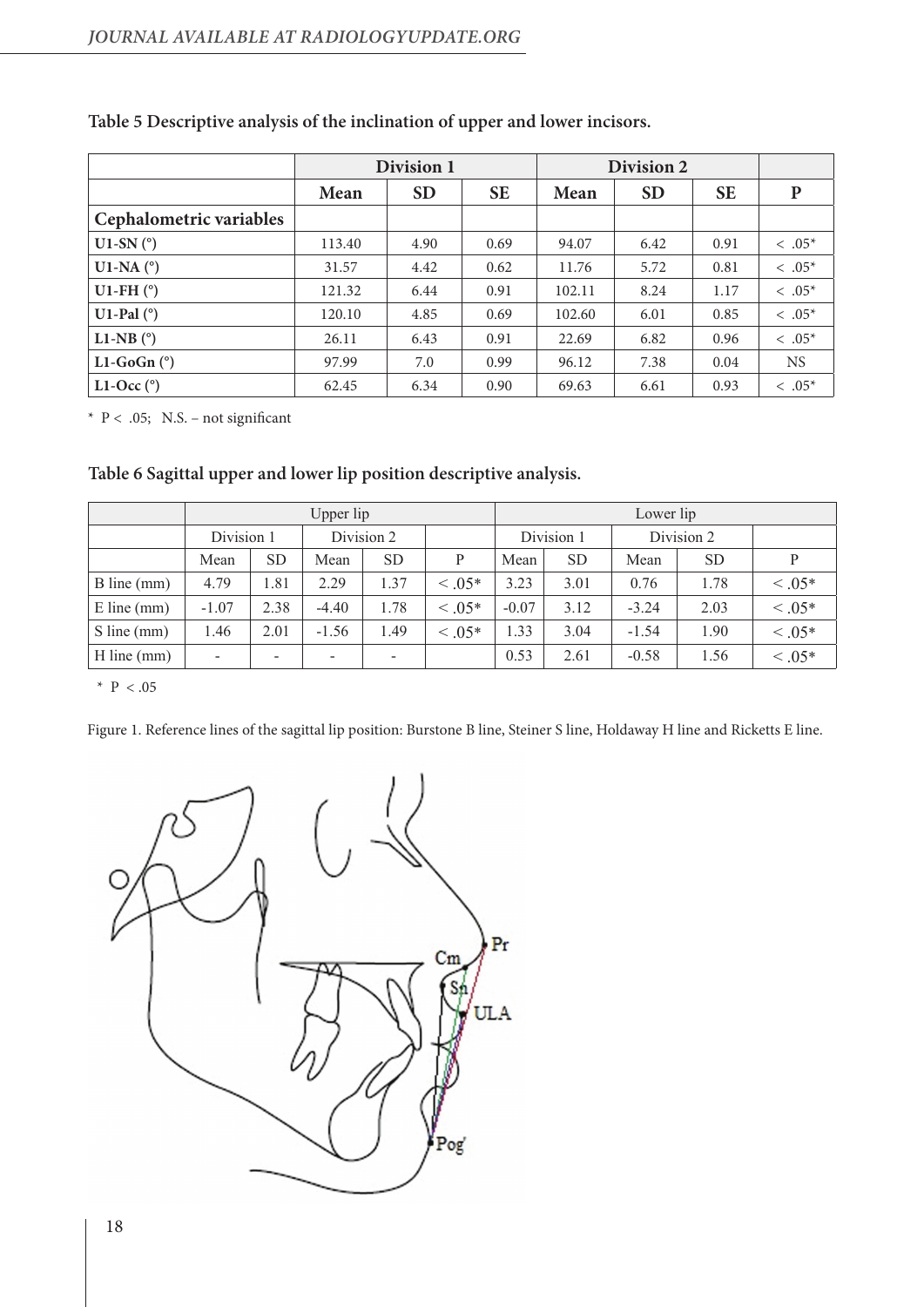**Table 5 Descriptive analysis of the inclination of upper and lower incisors.**

| | Division 1 | | | Division 2 | | | |
|---|---|---|---|---|---|---|---|
| | Mean | SD | SE | Mean | SD | SE | P |
| **Cephalometric variables** | | | | | | | |
| **U1-SN (°)** | 113.40 | 4.90 | 0.69 | 94.07 | 6.42 | 0.91 | < .05* |
| **U1-NA (°)** | 31.57 | 4.42 | 0.62 | 11.76 | 5.72 | 0.81 | < .05* |
| **U1-FH (°)** | 121.32 | 6.44 | 0.91 | 102.11 | 8.24 | 1.17 | < .05* |
| **U1-Pal (°)** | 120.10 | 4.85 | 0.69 | 102.60 | 6.01 | 0.85 | < .05* |
| **L1-NB (°)** | 26.11 | 6.43 | 0.91 | 22.69 | 6.82 | 0.96 | < .05* |
| **L1-GoGn (°)** | 97.99 | 7.0 | 0.99 | 96.12 | 7.38 | 0.04 | NS |
| **L1-Occ (°)** | 62.45 | 6.34 | 0.90 | 69.63 | 6.61 | 0.93 | < .05* |

\* P < .05; N.S. – not significant

**Table 6 Sagittal upper and lower lip position descriptive analysis.**

| | Upper lip | | | | | Lower lip | | | | |
|---|---|---|---|---|---|---|---|---|---|---|
| | Division 1 | | Division 2 | | | Division 1 | | Division 2 | | |
| | Mean | SD | Mean | SD | P | Mean | SD | Mean | SD | P |
| B line (mm) | 4.79 | 1.81 | 2.29 | 1.37 | < .05* | 3.23 | 3.01 | 0.76 | 1.78 | < .05* |
| E line (mm) | -1.07 | 2.38 | -4.40 | 1.78 | < .05* | -0.07 | 3.12 | -3.24 | 2.03 | < .05* |
| S line (mm) | 1.46 | 2.01 | -1.56 | 1.49 | < .05* | 1.33 | 3.04 | -1.54 | 1.90 | < .05* |
| H line (mm) | - | - | - | - | | 0.53 | 2.61 | -0.58 | 1.56 | < .05* |

\* P < .05

Figure 1. Reference lines of the sagittal lip position: Burstone B line, Steiner S line, Holdaway H line and Ricketts E line.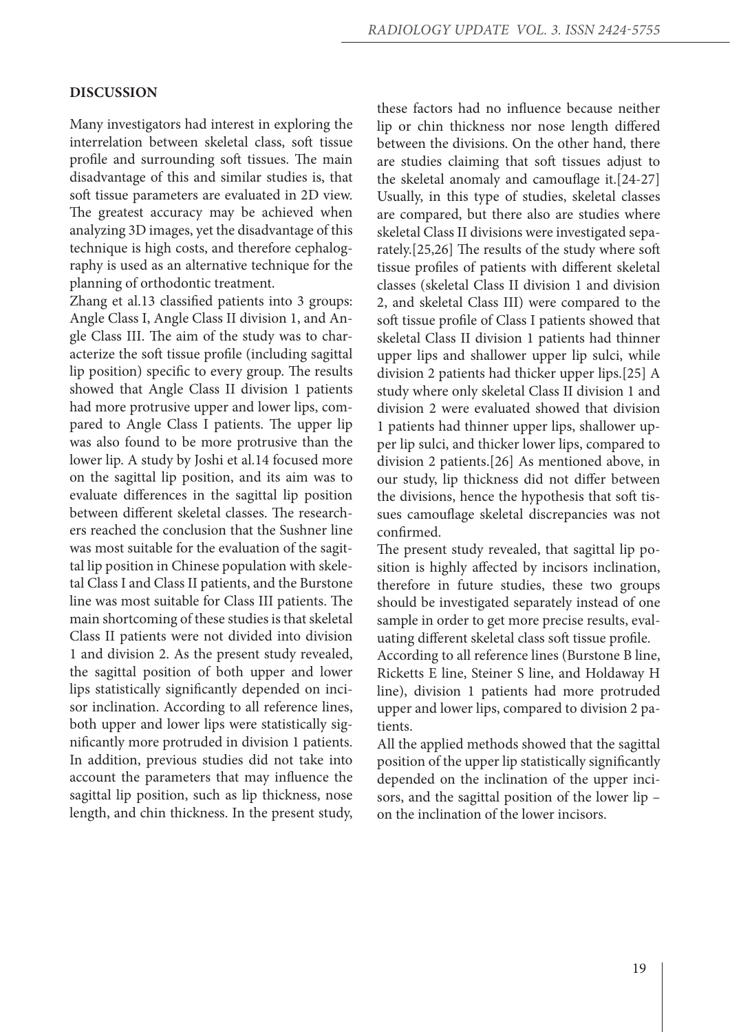## DISCUSSION

Many investigators had interest in exploring the interrelation between skeletal class, soft tissue profile and surrounding soft tissues. The main disadvantage of this and similar studies is, that soft tissue parameters are evaluated in 2D view. The greatest accuracy may be achieved when analyzing 3D images, yet the disadvantage of this technique is high costs, and therefore cephalography is used as an alternative technique for the planning of orthodontic treatment.

Zhang et al.13 classified patients into 3 groups: Angle Class I, Angle Class II division 1, and Angle Class III. The aim of the study was to characterize the soft tissue profile (including sagittal lip position) specific to every group. The results showed that Angle Class II division 1 patients had more protrusive upper and lower lips, compared to Angle Class I patients. The upper lip was also found to be more protrusive than the lower lip. A study by Joshi et al.14 focused more on the sagittal lip position, and its aim was to evaluate differences in the sagittal lip position between different skeletal classes. The researchers reached the conclusion that the Sushner line was most suitable for the evaluation of the sagittal lip position in Chinese population with skeletal Class I and Class II patients, and the Burstone line was most suitable for Class III patients. The main shortcoming of these studies is that skeletal Class II patients were not divided into division 1 and division 2. As the present study revealed, the sagittal position of both upper and lower lips statistically significantly depended on incisor inclination. According to all reference lines, both upper and lower lips were statistically significantly more protruded in division 1 patients. In addition, previous studies did not take into account the parameters that may influence the sagittal lip position, such as lip thickness, nose length, and chin thickness. In the present study, these factors had no influence because neither lip or chin thickness nor nose length differed between the divisions. On the other hand, there are studies claiming that soft tissues adjust to the skeletal anomaly and camouflage it.[24-27] Usually, in this type of studies, skeletal classes are compared, but there also are studies where skeletal Class II divisions were investigated separately.[25,26] The results of the study where soft tissue profiles of patients with different skeletal classes (skeletal Class II division 1 and division 2, and skeletal Class III) were compared to the soft tissue profile of Class I patients showed that skeletal Class II division 1 patients had thinner upper lips and shallower upper lip sulci, while division 2 patients had thicker upper lips.[25] A study where only skeletal Class II division 1 and division 2 were evaluated showed that division 1 patients had thinner upper lips, shallower upper lip sulci, and thicker lower lips, compared to division 2 patients.[26] As mentioned above, in our study, lip thickness did not differ between the divisions, hence the hypothesis that soft tissues camouflage skeletal discrepancies was not confirmed.

The present study revealed, that sagittal lip position is highly affected by incisors inclination, therefore in future studies, these two groups should be investigated separately instead of one sample in order to get more precise results, evaluating different skeletal class soft tissue profile.

According to all reference lines (Burstone B line, Ricketts E line, Steiner S line, and Holdaway H line), division 1 patients had more protruded upper and lower lips, compared to division 2 patients.

All the applied methods showed that the sagittal position of the upper lip statistically significantly depended on the inclination of the upper incisors, and the sagittal position of the lower lip – on the inclination of the lower incisors.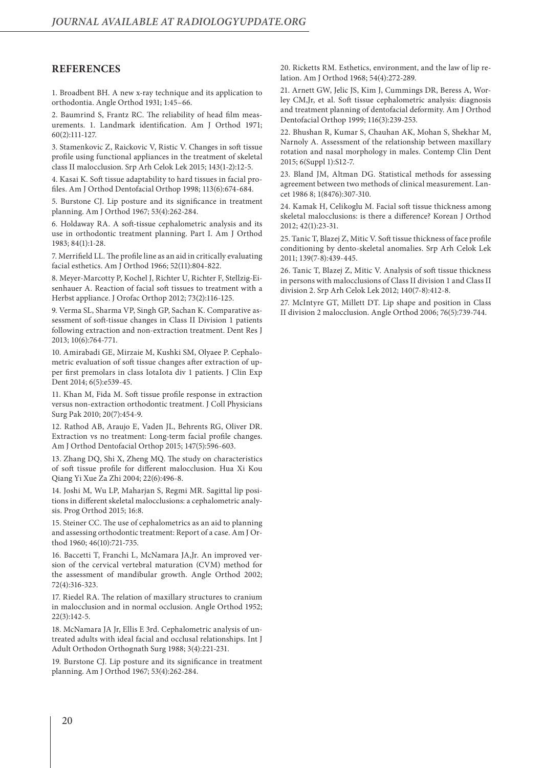## REFERENCES

1. Broadbent BH. A new x-ray technique and its application to orthodontia. Angle Orthod 1931; 1:45–66.

2. Baumrind S, Frantz RC. The reliability of head film measurements. 1. Landmark identification. Am J Orthod 1971; 60(2):111-127.

3. Stamenkovic Z, Raickovic V, Ristic V. Changes in soft tissue profile using functional appliances in the treatment of skeletal class II malocclusion. Srp Arh Celok Lek 2015; 143(1-2):12-5.

4. Kasai K. Soft tissue adaptability to hard tissues in facial profiles. Am J Orthod Dentofacial Orthop 1998; 113(6):674-684.

5. Burstone CJ. Lip posture and its significance in treatment planning. Am J Orthod 1967; 53(4):262-284.

6. Holdaway RA. A soft-tissue cephalometric analysis and its use in orthodontic treatment planning. Part I. Am J Orthod 1983; 84(1):1-28.

7. Merrifield LL. The profile line as an aid in critically evaluating facial esthetics. Am J Orthod 1966; 52(11):804-822.

8. Meyer-Marcotty P, Kochel J, Richter U, Richter F, Stellzig-Eisenhauer A. Reaction of facial soft tissues to treatment with a Herbst appliance. J Orofac Orthop 2012; 73(2):116-125.

9. Verma SL, Sharma VP, Singh GP, Sachan K. Comparative assessment of soft-tissue changes in Class II Division 1 patients following extraction and non-extraction treatment. Dent Res J 2013; 10(6):764-771.

10. Amirabadi GE, Mirzaie M, Kushki SM, Olyaee P. Cephalometric evaluation of soft tissue changes after extraction of upper first premolars in class IotaIota div 1 patients. J Clin Exp Dent 2014; 6(5):e539-45.

11. Khan M, Fida M. Soft tissue profile response in extraction versus non-extraction orthodontic treatment. J Coll Physicians Surg Pak 2010; 20(7):454-9.

12. Rathod AB, Araujo E, Vaden JL, Behrents RG, Oliver DR. Extraction vs no treatment: Long-term facial profile changes. Am J Orthod Dentofacial Orthop 2015; 147(5):596-603.

13. Zhang DQ, Shi X, Zheng MQ. The study on characteristics of soft tissue profile for different malocclusion. Hua Xi Kou Qiang Yi Xue Za Zhi 2004; 22(6):496-8.

14. Joshi M, Wu LP, Maharjan S, Regmi MR. Sagittal lip positions in different skeletal malocclusions: a cephalometric analysis. Prog Orthod 2015; 16:8.

15. Steiner CC. The use of cephalometrics as an aid to planning and assessing orthodontic treatment: Report of a case. Am J Orthod 1960; 46(10):721-735.

16. Baccetti T, Franchi L, McNamara JA,Jr. An improved version of the cervical vertebral maturation (CVM) method for the assessment of mandibular growth. Angle Orthod 2002; 72(4):316-323.

17. Riedel RA. The relation of maxillary structures to cranium in malocclusion and in normal occlusion. Angle Orthod 1952; 22(3):142-5.

18. McNamara JA Jr, Ellis E 3rd. Cephalometric analysis of untreated adults with ideal facial and occlusal relationships. Int J Adult Orthodon Orthognath Surg 1988; 3(4):221-231.

19. Burstone CJ. Lip posture and its significance in treatment planning. Am J Orthod 1967; 53(4):262-284.

20. Ricketts RM. Esthetics, environment, and the law of lip relation. Am J Orthod 1968; 54(4):272-289.

21. Arnett GW, Jelic JS, Kim J, Cummings DR, Beress A, Worley CM,Jr, et al. Soft tissue cephalometric analysis: diagnosis and treatment planning of dentofacial deformity. Am J Orthod Dentofacial Orthop 1999; 116(3):239-253.

22. Bhushan R, Kumar S, Chauhan AK, Mohan S, Shekhar M, Narnoly A. Assessment of the relationship between maxillary rotation and nasal morphology in males. Contemp Clin Dent 2015; 6(Suppl 1):S12-7.

23. Bland JM, Altman DG. Statistical methods for assessing agreement between two methods of clinical measurement. Lancet 1986 8; 1(8476):307-310.

24. Kamak H, Celikoglu M. Facial soft tissue thickness among skeletal malocclusions: is there a difference? Korean J Orthod 2012; 42(1):23-31.

25. Tanic T, Blazej Z, Mitic V. Soft tissue thickness of face profile conditioning by dento-skeletal anomalies. Srp Arh Celok Lek 2011; 139(7-8):439-445.

26. Tanic T, Blazej Z, Mitic V. Analysis of soft tissue thickness in persons with malocclusions of Class II division 1 and Class II division 2. Srp Arh Celok Lek 2012; 140(7-8):412-8.

27. McIntyre GT, Millett DT. Lip shape and position in Class II division 2 malocclusion. Angle Orthod 2006; 76(5):739-744.